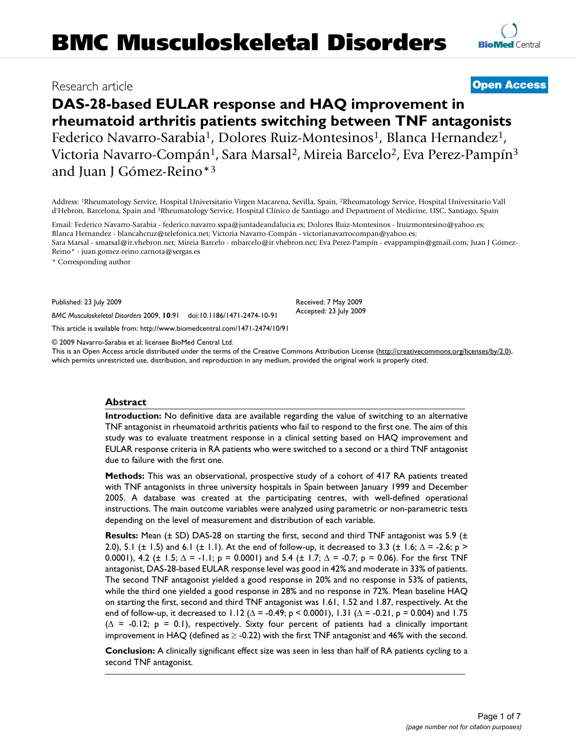# BMC Musculoskeletal Disorders

Research article

**Open Access**

## DAS-28-based EULAR response and HAQ improvement in rheumatoid arthritis patients switching between TNF antagonists

Federico Navarro-Sarabia[1], Dolores Ruiz-Montesinos[1], Blanca Hernandez[1], Victoria Navarro-Compán[1], Sara Marsal[2], Mireia Barcelo[2], Eva Perez-Pampín[3] and Juan J Gómez-Reino*[3]

Address: [1]Rheumatology Service, Hospital Universitario Virgen Macarena, Sevilla, Spain, [2]Rheumatology Service, Hospital Universitario Vall d'Hebron, Barcelona, Spain and [3]Rheumatology Service, Hospital Clínico de Santiago and Department of Medicine, USC, Santiago, Spain

Email: Federico Navarro-Sarabia - federico.navarro.sspa@juntadeandalucia.es; Dolores Ruiz-Montesinos - lruizmontesino@yahoo.es; Blanca Hernandez - blancahcruz@telefonica.net; Victoria Navarro-Compán - victorianavarrocompan@yahoo.es; Sara Marsal - smarsal@ir.vhebron.net; Mireia Barcelo - mbarcelo@ir.vhebron.net; Eva Perez-Pampín - evappampin@gmail.com; Juan J Gómez-Reino* - juan.gomez-reino.carnota@sergas.es

* Corresponding author

Published: 23 July 2009

*BMC Musculoskeletal Disorders* 2009, **10**:91 doi:10.1186/1471-2474-10-91

Received: 7 May 2009
Accepted: 23 July 2009

This article is available from: http://www.biomedcentral.com/1471-2474/10/91

© 2009 Navarro-Sarabia et al; licensee BioMed Central Ltd.
This is an Open Access article distributed under the terms of the Creative Commons Attribution License (http://creativecommons.org/licenses/by/2.0), which permits unrestricted use, distribution, and reproduction in any medium, provided the original work is properly cited.

### Abstract

**Introduction:** No definitive data are available regarding the value of switching to an alternative TNF antagonist in rheumatoid arthritis patients who fail to respond to the first one. The aim of this study was to evaluate treatment response in a clinical setting based on HAQ improvement and EULAR response criteria in RA patients who were switched to a second or a third TNF antagonist due to failure with the first one.

**Methods:** This was an observational, prospective study of a cohort of 417 RA patients treated with TNF antagonists in three university hospitals in Spain between January 1999 and December 2005. A database was created at the participating centres, with well-defined operational instructions. The main outcome variables were analyzed using parametric or non-parametric tests depending on the level of measurement and distribution of each variable.

**Results:** Mean (± SD) DAS-28 on starting the first, second and third TNF antagonist was 5.9 (± 2.0), 5.1 (± 1.5) and 6.1 (± 1.1). At the end of follow-up, it decreased to 3.3 (± 1.6; $\Delta = -2.6$; $p > 0.0001$), 4.2 (± 1.5; $\Delta = -1.1$; $p = 0.0001$) and 5.4 (± 1.7; $\Delta = -0.7$; $p = 0.06$). For the first TNF antagonist, DAS-28-based EULAR response level was good in 42% and moderate in 33% of patients. The second TNF antagonist yielded a good response in 20% and no response in 53% of patients, while the third one yielded a good response in 28% and no response in 72%. Mean baseline HAQ on starting the first, second and third TNF antagonist was 1.61, 1.52 and 1.87, respectively. At the end of follow-up, it decreased to 1.12 ($\Delta = -0.49$; $p < 0.0001$), 1.31 ($\Delta = -0.21$, $p = 0.004$) and 1.75 ($\Delta = -0.12$; $p = 0.1$), respectively. Sixty four percent of patients had a clinically important improvement in HAQ (defined as $\geq -0.22$) with the first TNF antagonist and 46% with the second.

**Conclusion:** A clinically significant effect size was seen in less than half of RA patients cycling to a second TNF antagonist.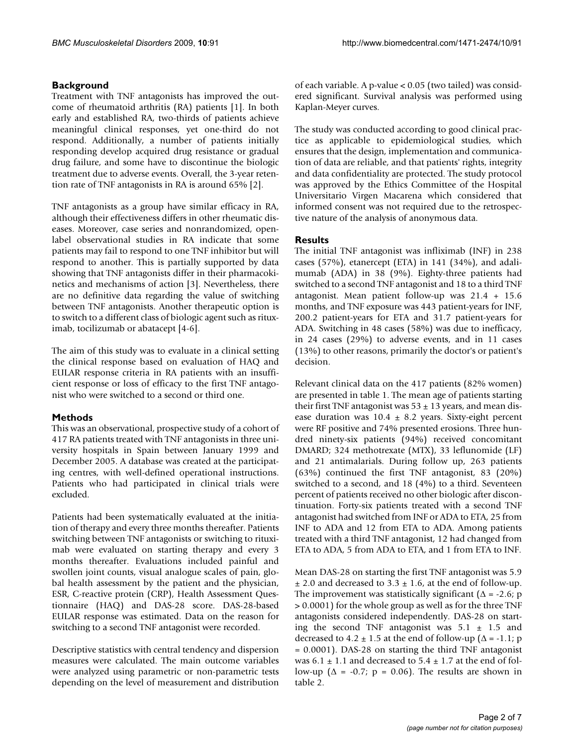## Background

Treatment with TNF antagonists has improved the outcome of rheumatoid arthritis (RA) patients [1]. In both early and established RA, two-thirds of patients achieve meaningful clinical responses, yet one-third do not respond. Additionally, a number of patients initially responding develop acquired drug resistance or gradual drug failure, and some have to discontinue the biologic treatment due to adverse events. Overall, the 3-year retention rate of TNF antagonists in RA is around 65% [2].

TNF antagonists as a group have similar efficacy in RA, although their effectiveness differs in other rheumatic diseases. Moreover, case series and nonrandomized, open-label observational studies in RA indicate that some patients may fail to respond to one TNF inhibitor but will respond to another. This is partially supported by data showing that TNF antagonists differ in their pharmacokinetics and mechanisms of action [3]. Nevertheless, there are no definitive data regarding the value of switching between TNF antagonists. Another therapeutic option is to switch to a different class of biologic agent such as rituximab, tocilizumab or abatacept [4-6].

The aim of this study was to evaluate in a clinical setting the clinical response based on evaluation of HAQ and EULAR response criteria in RA patients with an insufficient response or loss of efficacy to the first TNF antagonist who were switched to a second or third one.

## Methods

This was an observational, prospective study of a cohort of 417 RA patients treated with TNF antagonists in three university hospitals in Spain between January 1999 and December 2005. A database was created at the participating centres, with well-defined operational instructions. Patients who had participated in clinical trials were excluded.

Patients had been systematically evaluated at the initiation of therapy and every three months thereafter. Patients switching between TNF antagonists or switching to rituximab were evaluated on starting therapy and every 3 months thereafter. Evaluations included painful and swollen joint counts, visual analogue scales of pain, global health assessment by the patient and the physician, ESR, C-reactive protein (CRP), Health Assessment Questionnaire (HAQ) and DAS-28 score. DAS-28-based EULAR response was estimated. Data on the reason for switching to a second TNF antagonist were recorded.

Descriptive statistics with central tendency and dispersion measures were calculated. The main outcome variables were analyzed using parametric or non-parametric tests depending on the level of measurement and distribution of each variable. A p-value < 0.05 (two tailed) was considered significant. Survival analysis was performed using Kaplan-Meyer curves.

The study was conducted according to good clinical practice as applicable to epidemiological studies, which ensures that the design, implementation and communication of data are reliable, and that patients' rights, integrity and data confidentiality are protected. The study protocol was approved by the Ethics Committee of the Hospital Universitario Virgen Macarena which considered that informed consent was not required due to the retrospective nature of the analysis of anonymous data.

## Results

The initial TNF antagonist was infliximab (INF) in 238 cases (57%), etanercept (ETA) in 141 (34%), and adalimumab (ADA) in 38 (9%). Eighty-three patients had switched to a second TNF antagonist and 18 to a third TNF antagonist. Mean patient follow-up was 21.4 + 15.6 months, and TNF exposure was 443 patient-years for INF, 200.2 patient-years for ETA and 31.7 patient-years for ADA. Switching in 48 cases (58%) was due to inefficacy, in 24 cases (29%) to adverse events, and in 11 cases (13%) to other reasons, primarily the doctor's or patient's decision.

Relevant clinical data on the 417 patients (82% women) are presented in table 1. The mean age of patients starting their first TNF antagonist was 53 ± 13 years, and mean disease duration was 10.4 ± 8.2 years. Sixty-eight percent were RF positive and 74% presented erosions. Three hundred ninety-six patients (94%) received concomitant DMARD; 324 methotrexate (MTX), 33 leflunomide (LF) and 21 antimalarials. During follow up, 263 patients (63%) continued the first TNF antagonist, 83 (20%) switched to a second, and 18 (4%) to a third. Seventeen percent of patients received no other biologic after discontinuation. Forty-six patients treated with a second TNF antagonist had switched from INF or ADA to ETA, 25 from INF to ADA and 12 from ETA to ADA. Among patients treated with a third TNF antagonist, 12 had changed from ETA to ADA, 5 from ADA to ETA, and 1 from ETA to INF.

Mean DAS-28 on starting the first TNF antagonist was 5.9 ± 2.0 and decreased to 3.3 ± 1.6, at the end of follow-up. The improvement was statistically significant ($\Delta = -2.6$; $p > 0.0001$) for the whole group as well as for the three TNF antagonists considered independently. DAS-28 on starting the second TNF antagonist was 5.1 ± 1.5 and decreased to 4.2 ± 1.5 at the end of follow-up ($\Delta = -1.1$; $p = 0.0001$). DAS-28 on starting the third TNF antagonist was 6.1 ± 1.1 and decreased to 5.4 ± 1.7 at the end of follow-up ($\Delta = -0.7$; $p = 0.06$). The results are shown in table 2.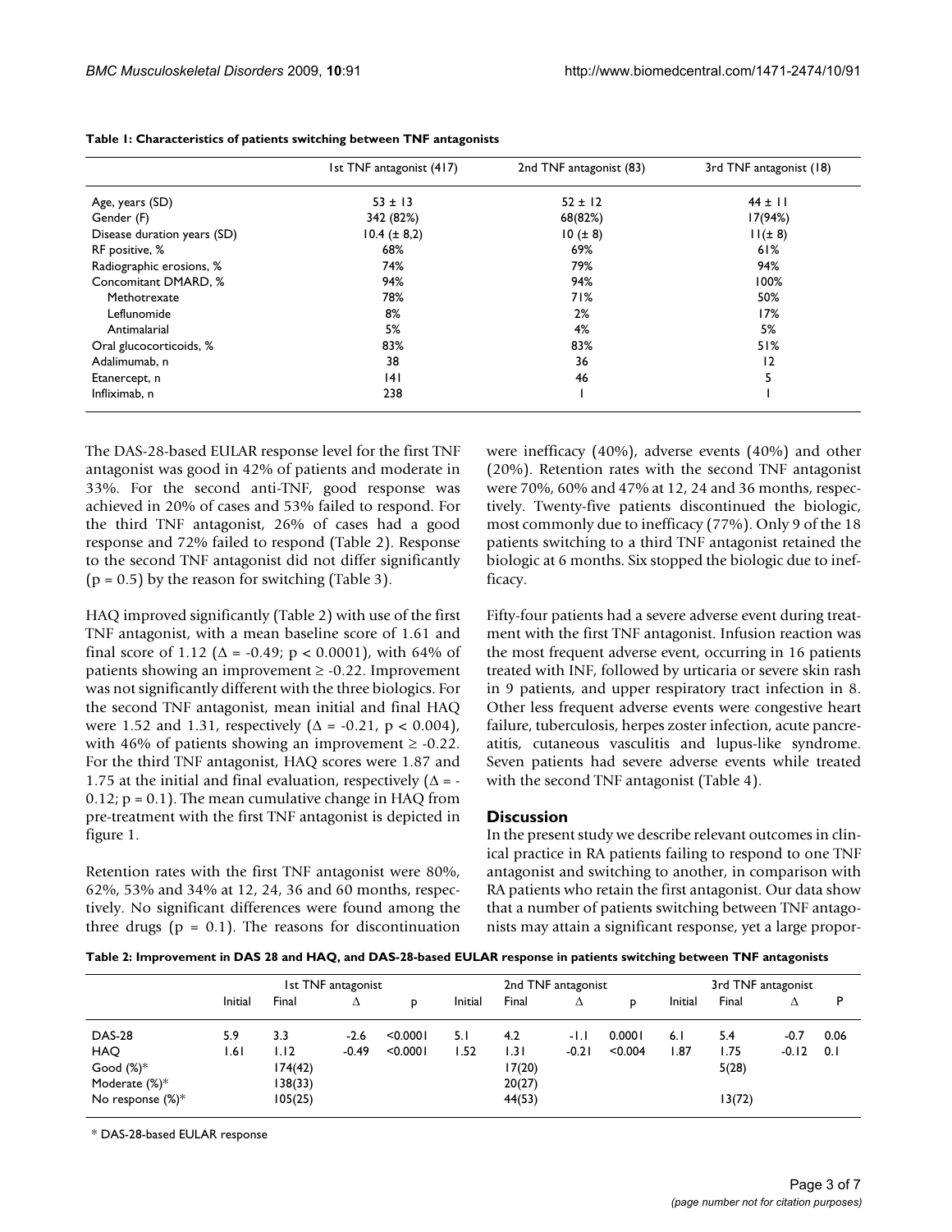**Table 1: Characteristics of patients switching between TNF antagonists**

| | 1st TNF antagonist (417) | 2nd TNF antagonist (83) | 3rd TNF antagonist (18) |
|---|---|---|---|
| Age, years (SD) | 53 ± 13 | 52 ± 12 | 44 ± 11 |
| Gender (F) | 342 (82%) | 68(82%) | 17(94%) |
| Disease duration years (SD) | 10.4 (± 8,2) | 10 (± 8) | 11(± 8) |
| RF positive, % | 68% | 69% | 61% |
| Radiographic erosions, % | 74% | 79% | 94% |
| Concomitant DMARD, % | 94% | 94% | 100% |
| Methotrexate | 78% | 71% | 50% |
| Leflunomide | 8% | 2% | 17% |
| Antimalarial | 5% | 4% | 5% |
| Oral glucocorticoids, % | 83% | 83% | 51% |
| Adalimumab, n | 38 | 36 | 12 |
| Etanercept, n | 141 | 46 | 5 |
| Infliximab, n | 238 | 1 | 1 |

The DAS-28-based EULAR response level for the first TNF antagonist was good in 42% of patients and moderate in 33%. For the second anti-TNF, good response was achieved in 20% of cases and 53% failed to respond. For the third TNF antagonist, 26% of cases had a good response and 72% failed to respond (Table 2). Response to the second TNF antagonist did not differ significantly ($p = 0.5$) by the reason for switching (Table 3).

HAQ improved significantly (Table 2) with use of the first TNF antagonist, with a mean baseline score of 1.61 and final score of 1.12 ($\Delta = -0.49$; $p < 0.0001$), with 64% of patients showing an improvement $\geq -0.22$. Improvement was not significantly different with the three biologics. For the second TNF antagonist, mean initial and final HAQ were 1.52 and 1.31, respectively ($\Delta = -0.21$, $p < 0.004$), with 46% of patients showing an improvement $\geq -0.22$. For the third TNF antagonist, HAQ scores were 1.87 and 1.75 at the initial and final evaluation, respectively ($\Delta = -0.12$; $p = 0.1$). The mean cumulative change in HAQ from pre-treatment with the first TNF antagonist is depicted in figure 1.

Retention rates with the first TNF antagonist were 80%, 62%, 53% and 34% at 12, 24, 36 and 60 months, respectively. No significant differences were found among the three drugs ($p = 0.1$). The reasons for discontinuation were inefficacy (40%), adverse events (40%) and other (20%). Retention rates with the second TNF antagonist were 70%, 60% and 47% at 12, 24 and 36 months, respectively. Twenty-five patients discontinued the biologic, most commonly due to inefficacy (77%). Only 9 of the 18 patients switching to a third TNF antagonist retained the biologic at 6 months. Six stopped the biologic due to inefficacy.

Fifty-four patients had a severe adverse event during treatment with the first TNF antagonist. Infusion reaction was the most frequent adverse event, occurring in 16 patients treated with INF, followed by urticaria or severe skin rash in 9 patients, and upper respiratory tract infection in 8. Other less frequent adverse events were congestive heart failure, tuberculosis, herpes zoster infection, acute pancreatitis, cutaneous vasculitis and lupus-like syndrome. Seven patients had severe adverse events while treated with the second TNF antagonist (Table 4).

## Discussion

In the present study we describe relevant outcomes in clinical practice in RA patients failing to respond to one TNF antagonist and switching to another, in comparison with RA patients who retain the first antagonist. Our data show that a number of patients switching between TNF antagonists may attain a significant response, yet a large propor-

**Table 2: Improvement in DAS 28 and HAQ, and DAS-28-based EULAR response in patients switching between TNF antagonists**

| | 1st TNF antagonist | | | | 2nd TNF antagonist | | | | 3rd TNF antagonist | | | |
|---|---|---|---|---|---|---|---|---|---|---|---|---|
| | Initial | Final | Δ | p | Initial | Final | Δ | p | Initial | Final | Δ | P |
| DAS-28 | 5.9 | 3.3 | -2.6 | <0.0001 | 5.1 | 4.2 | -1.1 | 0.0001 | 6.1 | 5.4 | -0.7 | 0.06 |
| HAQ | 1.61 | 1.12 | -0.49 | <0.0001 | 1.52 | 1.31 | -0.21 | <0.004 | 1.87 | 1.75 | -0.12 | 0.1 |
| Good (%)* | | 174(42) | | | | 17(20) | | | | 5(28) | | |
| Moderate (%)* | | 138(33) | | | | 20(27) | | | | | | |
| No response (%)* | | 105(25) | | | | 44(53) | | | | 13(72) | | |

* DAS-28-based EULAR response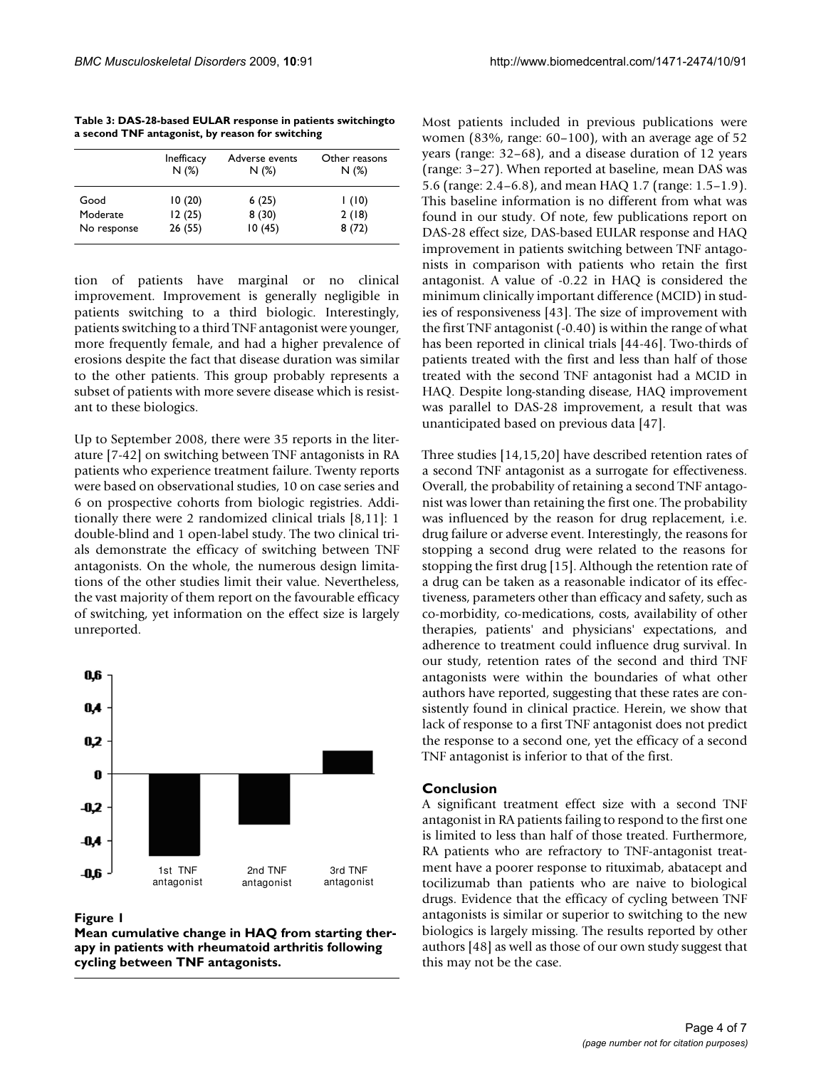**Table 3: DAS-28-based EULAR response in patients switchingto a second TNF antagonist, by reason for switching**

| | Inefficacy N (%) | Adverse events N (%) | Other reasons N (%) |
|---|---|---|---|
| Good | 10 (20) | 6 (25) | 1 (10) |
| Moderate | 12 (25) | 8 (30) | 2 (18) |
| No response | 26 (55) | 10 (45) | 8 (72) |

tion of patients have marginal or no clinical improvement. Improvement is generally negligible in patients switching to a third biologic. Interestingly, patients switching to a third TNF antagonist were younger, more frequently female, and had a higher prevalence of erosions despite the fact that disease duration was similar to the other patients. This group probably represents a subset of patients with more severe disease which is resistant to these biologics.

Up to September 2008, there were 35 reports in the literature [7-42] on switching between TNF antagonists in RA patients who experience treatment failure. Twenty reports were based on observational studies, 10 on case series and 6 on prospective cohorts from biologic registries. Additionally there were 2 randomized clinical trials [8,11]: 1 double-blind and 1 open-label study. The two clinical trials demonstrate the efficacy of switching between TNF antagonists. On the whole, the numerous design limitations of the other studies limit their value. Nevertheless, the vast majority of them report on the favourable efficacy of switching, yet information on the effect size is largely unreported.

**Figure 1**

**Mean cumulative change in HAQ from starting therapy in patients with rheumatoid arthritis following cycling between TNF antagonists.**

Most patients included in previous publications were women (83%, range: 60–100), with an average age of 52 years (range: 32–68), and a disease duration of 12 years (range: 3–27). When reported at baseline, mean DAS was 5.6 (range: 2.4–6.8), and mean HAQ 1.7 (range: 1.5–1.9). This baseline information is no different from what was found in our study. Of note, few publications report on DAS-28 effect size, DAS-based EULAR response and HAQ improvement in patients switching between TNF antagonists in comparison with patients who retain the first antagonist. A value of -0.22 in HAQ is considered the minimum clinically important difference (MCID) in studies of responsiveness [43]. The size of improvement with the first TNF antagonist (-0.40) is within the range of what has been reported in clinical trials [44-46]. Two-thirds of patients treated with the first and less than half of those treated with the second TNF antagonist had a MCID in HAQ. Despite long-standing disease, HAQ improvement was parallel to DAS-28 improvement, a result that was unanticipated based on previous data [47].

Three studies [14,15,20] have described retention rates of a second TNF antagonist as a surrogate for effectiveness. Overall, the probability of retaining a second TNF antagonist was lower than retaining the first one. The probability was influenced by the reason for drug replacement, i.e. drug failure or adverse event. Interestingly, the reasons for stopping a second drug were related to the reasons for stopping the first drug [15]. Although the retention rate of a drug can be taken as a reasonable indicator of its effectiveness, parameters other than efficacy and safety, such as co-morbidity, co-medications, costs, availability of other therapies, patients' and physicians' expectations, and adherence to treatment could influence drug survival. In our study, retention rates of the second and third TNF antagonists were within the boundaries of what other authors have reported, suggesting that these rates are consistently found in clinical practice. Herein, we show that lack of response to a first TNF antagonist does not predict the response to a second one, yet the efficacy of a second TNF antagonist is inferior to that of the first.

## Conclusion

A significant treatment effect size with a second TNF antagonist in RA patients failing to respond to the first one is limited to less than half of those treated. Furthermore, RA patients who are refractory to TNF-antagonist treatment have a poorer response to rituximab, abatacept and tocilizumab than patients who are naive to biological drugs. Evidence that the efficacy of cycling between TNF antagonists is similar or superior to switching to the new biologics is largely missing. The results reported by other authors [48] as well as those of our own study suggest that this may not be the case.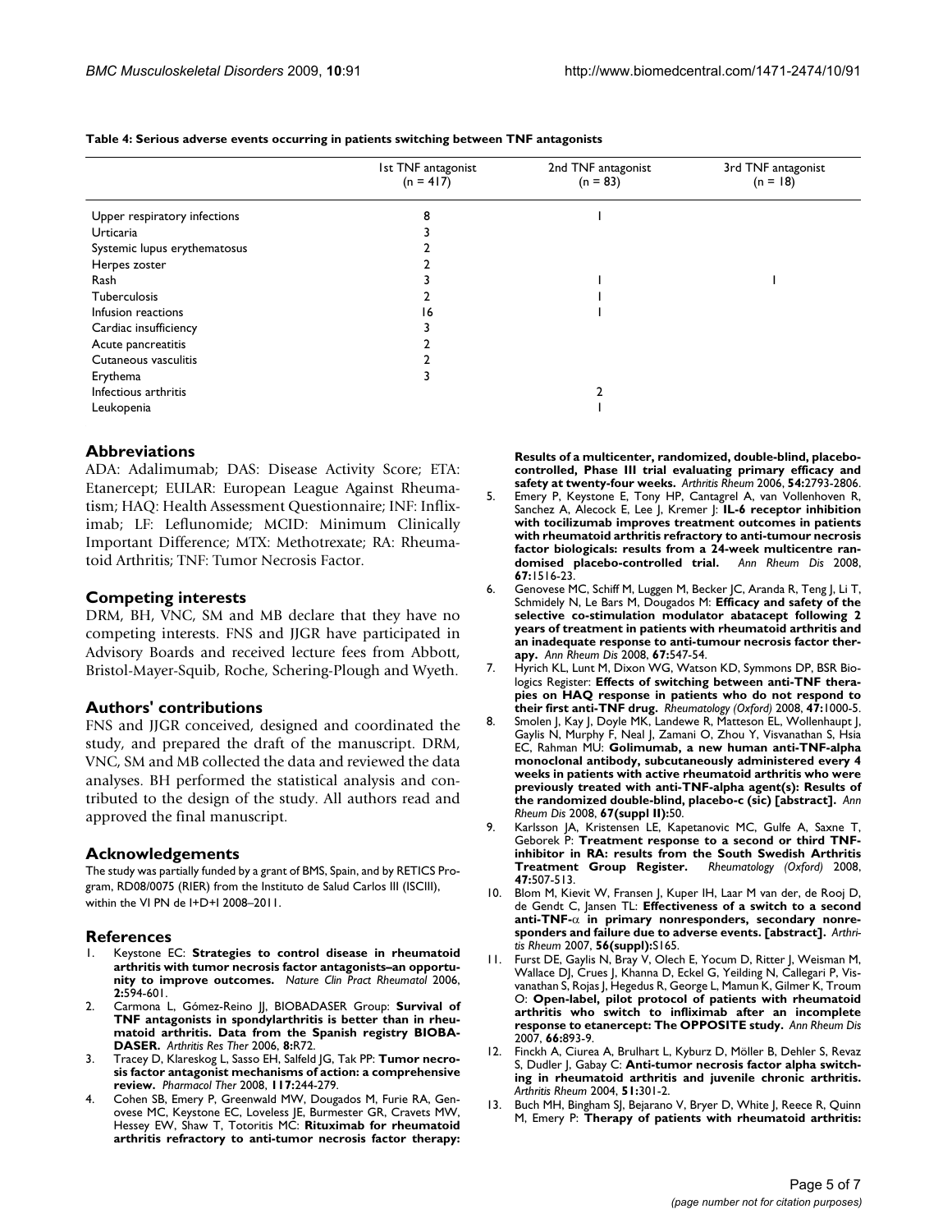**Table 4: Serious adverse events occurring in patients switching between TNF antagonists**

| | 1st TNF antagonist (n = 417) | 2nd TNF antagonist (n = 83) | 3rd TNF antagonist (n = 18) |
|---|---|---|---|
| Upper respiratory infections | 8 | 1 | |
| Urticaria | 3 | | |
| Systemic lupus erythematosus | 2 | | |
| Herpes zoster | 2 | | |
| Rash | 3 | 1 | 1 |
| Tuberculosis | 2 | 1 | |
| Infusion reactions | 16 | 1 | |
| Cardiac insufficiency | 3 | | |
| Acute pancreatitis | 2 | | |
| Cutaneous vasculitis | 2 | | |
| Erythema | 3 | | |
| Infectious arthritis | | 2 | |
| Leukopenia | | 1 | |

## Abbreviations

ADA: Adalimumab; DAS: Disease Activity Score; ETA: Etanercept; EULAR: European League Against Rheumatism; HAQ: Health Assessment Questionnaire; INF: Infliximab; LF: Leflunomide; MCID: Minimum Clinically Important Difference; MTX: Methotrexate; RA: Rheumatoid Arthritis; TNF: Tumor Necrosis Factor.

## Competing interests

DRM, BH, VNC, SM and MB declare that they have no competing interests. FNS and JJGR have participated in Advisory Boards and received lecture fees from Abbott, Bristol-Mayer-Squib, Roche, Schering-Plough and Wyeth.

## Authors' contributions

FNS and JJGR conceived, designed and coordinated the study, and prepared the draft of the manuscript. DRM, VNC, SM and MB collected the data and reviewed the data analyses. BH performed the statistical analysis and contributed to the design of the study. All authors read and approved the final manuscript.

## Acknowledgements

The study was partially funded by a grant of BMS, Spain, and by RETICS Program, RD08/0075 (RIER) from the Instituto de Salud Carlos III (ISCIII), within the VI PN de I+D+I 2008–2011.

## References

1. Keystone EC: **Strategies to control disease in rheumatoid arthritis with tumor necrosis factor antagonists–an opportunity to improve outcomes.** *Nature Clin Pract Rheumatol* 2006, **2:**594-601.
2. Carmona L, Gómez-Reino JJ, BIOBADASER Group: **Survival of TNF antagonists in spondylarthritis is better than in rheumatoid arthritis. Data from the Spanish registry BIOBADASER.** *Arthritis Res Ther* 2006, **8:**R72.
3. Tracey D, Klareskog L, Sasso EH, Salfeld JG, Tak PP: **Tumor necrosis factor antagonist mechanisms of action: a comprehensive review.** *Pharmacol Ther* 2008, **117:**244-279.
4. Cohen SB, Emery P, Greenwald MW, Dougados M, Furie RA, Genovese MC, Keystone EC, Loveless JE, Burmester GR, Cravets MW, Hessey EW, Shaw T, Totoritis MC: **Rituximab for rheumatoid arthritis refractory to anti-tumor necrosis factor therapy: Results of a multicenter, randomized, double-blind, placebo-controlled, Phase III trial evaluating primary efficacy and safety at twenty-four weeks.** *Arthritis Rheum* 2006, **54:**2793-2806.
5. Emery P, Keystone E, Tony HP, Cantagrel A, van Vollenhoven R, Sanchez A, Alecock E, Lee J, Kremer J: **IL-6 receptor inhibition with tocilizumab improves treatment outcomes in patients with rheumatoid arthritis refractory to anti-tumour necrosis factor biologicals: results from a 24-week multicentre randomised placebo-controlled trial.** *Ann Rheum Dis* 2008, **67:**1516-23.
6. Genovese MC, Schiff M, Luggen M, Becker JC, Aranda R, Teng J, Li T, Schmidely N, Le Bars M, Dougados M: **Efficacy and safety of the selective co-stimulation modulator abatacept following 2 years of treatment in patients with rheumatoid arthritis and an inadequate response to anti-tumour necrosis factor therapy.** *Ann Rheum Dis* 2008, **67:**547-54.
7. Hyrich KL, Lunt M, Dixon WG, Watson KD, Symmons DP, BSR Biologics Register: **Effects of switching between anti-TNF therapies on HAQ response in patients who do not respond to their first anti-TNF drug.** *Rheumatology (Oxford)* 2008, **47:**1000-5.
8. Smolen J, Kay J, Doyle MK, Landewe R, Matteson EL, Wollenhaupt J, Gaylis N, Murphy F, Neal J, Zamani O, Zhou Y, Visvanathan S, Hsia EC, Rahman MU: **Golimumab, a new human anti-TNF-alpha monoclonal antibody, subcutaneously administered every 4 weeks in patients with active rheumatoid arthritis who were previously treated with anti-TNF-alpha agent(s): Results of the randomized double-blind, placebo-c (sic) [abstract].** *Ann Rheum Dis* 2008, **67(suppl II):**50.
9. Karlsson JA, Kristensen LE, Kapetanovic MC, Gulfe A, Saxne T, Geborek P: **Treatment response to a second or third TNF-inhibitor in RA: results from the South Swedish Arthritis Treatment Group Register.** *Rheumatology (Oxford)* 2008, **47:**507-513.
10. Blom M, Kievit W, Fransen J, Kuper IH, Laar M van der, de Rooj D, de Gendt C, Jansen TL: **Effectiveness of a switch to a second anti-TNF-α in primary nonresponders, secondary nonresponders and failure due to adverse events. [abstract].** *Arthritis Rheum* 2007, **56(suppl):**S165.
11. Furst DE, Gaylis N, Bray V, Olech E, Yocum D, Ritter J, Weisman M, Wallace DJ, Crues J, Khanna D, Eckel G, Yeilding N, Callegari P, Visvanathan S, Rojas J, Hegedus R, George L, Mamun K, Gilmer K, Troum O: **Open-label, pilot protocol of patients with rheumatoid arthritis who switch to infliximab after an incomplete response to etanercept: The OPPOSITE study.** *Ann Rheum Dis* 2007, **66:**893-9.
12. Finckh A, Ciurea A, Brulhart L, Kyburz D, Möller B, Dehler S, Revaz S, Dudler J, Gabay C: **Anti-tumor necrosis factor alpha switching in rheumatoid arthritis and juvenile chronic arthritis.** *Arthritis Rheum* 2004, **51:**301-2.
13. Buch MH, Bingham SJ, Bejarano V, Bryer D, White J, Reece R, Quinn M, Emery P: **Therapy of patients with rheumatoid arthritis:**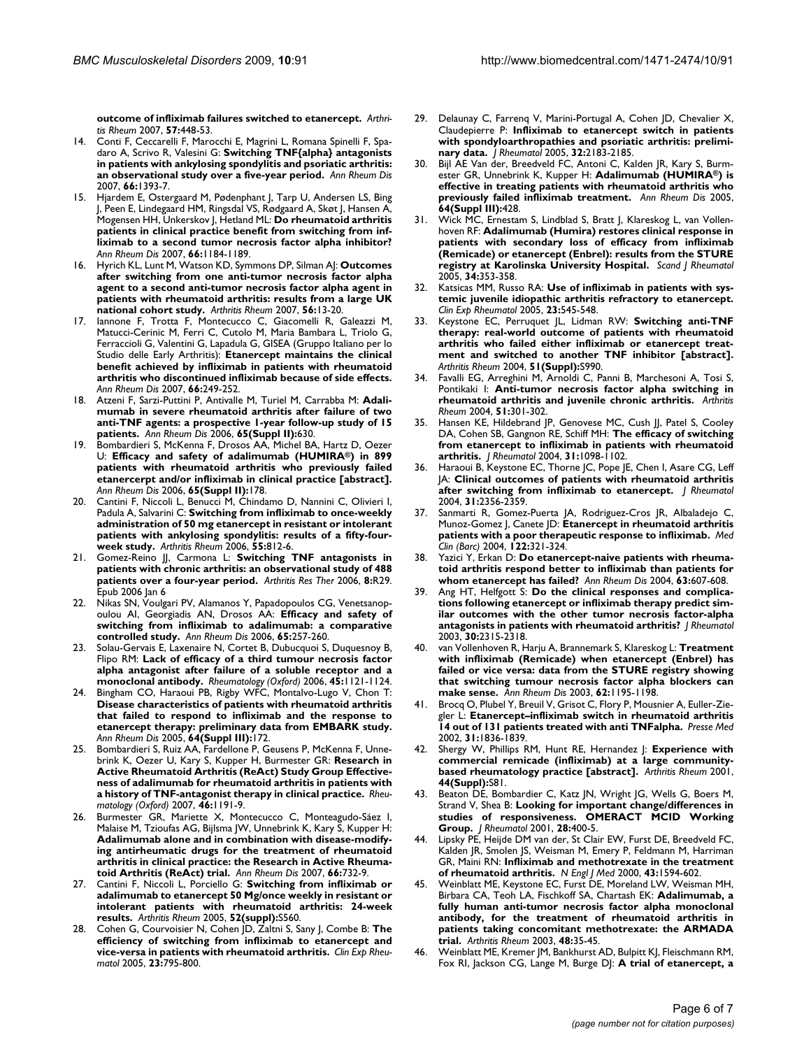**outcome of infliximab failures switched to etanercept.** *Arthritis Rheum* 2007, **57:**448-53.

14. Conti F, Ceccarelli F, Marocchi E, Magrini L, Romana Spinelli F, Spadaro A, Scrivo R, Valesini G: **Switching TNF{alpha} antagonists in patients with ankylosing spondylitis and psoriatic arthritis: an observational study over a five-year period.** *Ann Rheum Dis* 2007, **66:**1393-7.
15. Hjardem E, Ostergaard M, Pødenphant J, Tarp U, Andersen LS, Bing J, Peen E, Lindegaard HM, Ringsdal VS, Rødgaard A, Skøt J, Hansen A, Mogensen HH, Unkerskov J, Hetland ML: **Do rheumatoid arthritis patients in clinical practice benefit from switching from infliximab to a second tumor necrosis factor alpha inhibitor?** *Ann Rheum Dis* 2007, **66:**1184-1189.
16. Hyrich KL, Lunt M, Watson KD, Symmons DP, Silman AJ: **Outcomes after switching from one anti-tumor necrosis factor alpha agent to a second anti-tumor necrosis factor alpha agent in patients with rheumatoid arthritis: results from a large UK national cohort study.** *Arthritis Rheum* 2007, **56:**13-20.
17. Iannone F, Trotta F, Montecucco C, Giacomelli R, Galeazzi M, Matucci-Cerinic M, Ferri C, Cutolo M, Maria Bambara L, Triolo G, Ferraccioli G, Valentini G, Lapadula G, GISEA (Gruppo Italiano per lo Studio delle Early Arthritis): **Etanercept maintains the clinical benefit achieved by infliximab in patients with rheumatoid arthritis who discontinued infliximab because of side effects.** *Ann Rheum Dis* 2007, **66:**249-252.
18. Atzeni F, Sarzi-Puttini P, Antivalle M, Turiel M, Carrabba M: **Adalimumab in severe rheumatoid arthritis after failure of two anti-TNF agents: a prospective 1-year follow-up study of 15 patients.** *Ann Rheum Dis* 2006, **65(Suppl II):**630.
19. Bombardieri S, McKenna F, Drosos AA, Michel BA, Hartz D, Oezer U: **Efficacy and safety of adalimumab (HUMIRA®) in 899 patients with rheumatoid arthritis who previously failed etanercerpt and/or infliximab in clinical practice [abstract].** *Ann Rheum Dis* 2006, **65(Suppl II):**178.
20. Cantini F, Niccoli L, Benucci M, Chindamo D, Nannini C, Olivieri I, Padula A, Salvarini C: **Switching from infliximab to once-weekly administration of 50 mg etanercept in resistant or intolerant patients with ankylosing spondylitis: results of a fifty-four-week study.** *Arthritis Rheum* 2006, **55:**812-6.
21. Gomez-Reino JJ, Carmona L: **Switching TNF antagonists in patients with chronic arthritis: an observational study of 488 patients over a four-year period.** *Arthritis Res Ther* 2006, **8:**R29. Epub 2006 Jan 6
22. Nikas SN, Voulgari PV, Alamanos Y, Papadopoulos CG, Venetsanopoulou AI, Georgiadis AN, Drosos AA: **Efficacy and safety of switching from infliximab to adalimumab: a comparative controlled study.** *Ann Rheum Dis* 2006, **65:**257-260.
23. Solau-Gervais E, Laxenaire N, Cortet B, Dubucquoi S, Duquesnoy B, Flipo RM: **Lack of efficacy of a third tumour necrosis factor alpha antagonist after failure of a soluble receptor and a monoclonal antibody.** *Rheumatology (Oxford)* 2006, **45:**1121-1124.
24. Bingham CO, Haraoui PB, Rigby WFC, Montalvo-Lugo V, Chon T: **Disease characteristics of patients with rheumatoid arthritis that failed to respond to infliximab and the response to etanercept therapy: preliminary data from EMBARK study.** *Ann Rheum Dis* 2005, **64(Suppl III):**172.
25. Bombardieri S, Ruiz AA, Fardellone P, Geusens P, McKenna F, Unnebrink K, Oezer U, Kary S, Kupper H, Burmester GR: **Research in Active Rheumatoid Arthritis (ReAct) Study Group Effectiveness of adalimumab for rheumatoid arthritis in patients with a history of TNF-antagonist therapy in clinical practice.** *Rheumatology (Oxford)* 2007, **46:**1191-9.
26. Burmester GR, Mariette X, Montecucco C, Monteagudo-Sáez I, Malaise M, Tzioufas AG, Bijlsma JW, Unnebrink K, Kary S, Kupper H: **Adalimumab alone and in combination with disease-modifying antirheumatic drugs for the treatment of rheumatoid arthritis in clinical practice: the Research in Active Rheumatoid Arthritis (ReAct) trial.** *Ann Rheum Dis* 2007, **66:**732-9.
27. Cantini F, Niccoli L, Porciello G: **Switching from infliximab or adalimumab to etanercept 50 Mg/once weekly in resistant or intolerant patients with rheumatoid arthritis: 24-week results.** *Arthritis Rheum* 2005, **52(suppl):**S560.
28. Cohen G, Courvoisier N, Cohen JD, Zaltni S, Sany J, Combe B: **The efficiency of switching from infliximab to etanercept and vice-versa in patients with rheumatoid arthritis.** *Clin Exp Rheumatol* 2005, **23:**795-800.
29. Delaunay C, Farrenq V, Marini-Portugal A, Cohen JD, Chevalier X, Claudepierre P: **Infliximab to etanercept switch in patients with spondyloarthropathies and psoriatic arthritis: preliminary data.** *J Rheumatol* 2005, **32:**2183-2185.
30. Bijl AE Van der, Breedveld FC, Antoni C, Kalden JR, Kary S, Burmester GR, Unnebrink K, Kupper H: **Adalimumab (HUMIRA®) is effective in treating patients with rheumatoid arthritis who previously failed infliximab treatment.** *Ann Rheum Dis* 2005, **64(Suppl III):**428.
31. Wick MC, Ernestam S, Lindblad S, Bratt J, Klareskog L, van Vollenhoven RF: **Adalimumab (Humira) restores clinical response in patients with secondary loss of efficacy from infliximab (Remicade) or etanercept (Enbrel): results from the STURE registry at Karolinska University Hospital.** *Scand J Rheumatol* 2005, **34:**353-358.
32. Katsicas MM, Russo RA: **Use of infliximab in patients with systemic juvenile idiopathic arthritis refractory to etanercept.** *Clin Exp Rheumatol* 2005, **23:**545-548.
33. Keystone EC, Perruquet JL, Lidman RW: **Switching anti-TNF therapy: real-world outcome of patients with rheumatoid arthritis who failed either infliximab or etanercept treatment and switched to another TNF inhibitor [abstract].** *Arthritis Rheum* 2004, **51(Suppl):**S990.
34. Favalli EG, Arreghini M, Arnoldi C, Panni B, Marchesoni A, Tosi S, Pontikaki I: **Anti-tumor necrosis factor alpha switching in rheumatoid arthritis and juvenile chronic arthritis.** *Arthritis Rheum* 2004, **51:**301-302.
35. Hansen KE, Hildebrand JP, Genovese MC, Cush JJ, Patel S, Cooley DA, Cohen SB, Gangnon RE, Schiff MH: **The efficacy of switching from etanercept to infliximab in patients with rheumatoid arthritis.** *J Rheumatol* 2004, **31:**1098-1102.
36. Haraoui B, Keystone EC, Thorne JC, Pope JE, Chen I, Asare CG, Leff JA: **Clinical outcomes of patients with rheumatoid arthritis after switching from infliximab to etanercept.** *J Rheumatol* 2004, **31:**2356-2359.
37. Sanmarti R, Gomez-Puerta JA, Rodriguez-Cros JR, Albaladejo C, Munoz-Gomez J, Canete JD: **Etanercept in rheumatoid arthritis patients with a poor therapeutic response to infliximab.** *Med Clin (Barc)* 2004, **122:**321-324.
38. Yazici Y, Erkan D: **Do etanercept-naive patients with rheumatoid arthritis respond better to infliximab than patients for whom etanercept has failed?** *Ann Rheum Dis* 2004, **63:**607-608.
39. Ang HT, Helfgott S: **Do the clinical responses and complications following etanercept or infliximab therapy predict similar outcomes with the other tumor necrosis factor-alpha antagonists in patients with rheumatoid arthritis?** *J Rheumatol* 2003, **30:**2315-2318.
40. van Vollenhoven R, Harju A, Brannemark S, Klareskog L: **Treatment with infliximab (Remicade) when etanercept (Enbrel) has failed or vice versa: data from the STURE registry showing that switching tumour necrosis factor alpha blockers can make sense.** *Ann Rheum Dis* 2003, **62:**1195-1198.
41. Brocq O, Plubel Y, Breuil V, Grisot C, Flory P, Mousnier A, Euller-Ziegler L: **Etanercept–infliximab switch in rheumatoid arthritis 14 out of 131 patients treated with anti TNFalpha.** *Presse Med* 2002, **31:**1836-1839.
42. Shergy W, Phillips RM, Hunt RE, Hernandez J: **Experience with commercial remicade (infliximab) at a large community-based rheumatology practice [abstract].** *Arthritis Rheum* 2001, **44(Suppl):**S81.
43. Beaton DE, Bombardier C, Katz JN, Wright JG, Wells G, Boers M, Strand V, Shea B: **Looking for important change/differences in studies of responsiveness. OMERACT MCID Working Group.** *J Rheumatol* 2001, **28:**400-5.
44. Lipsky PE, Heijde DM van der, St Clair EW, Furst DE, Breedveld FC, Kalden JR, Smolen JS, Weisman M, Emery P, Feldmann M, Harriman GR, Maini RN: **Infliximab and methotrexate in the treatment of rheumatoid arthritis.** *N Engl J Med* 2000, **43:**1594-602.
45. Weinblatt ME, Keystone EC, Furst DE, Moreland LW, Weisman MH, Birbara CA, Teoh LA, Fischkoff SA, Chartash EK: **Adalimumab, a fully human anti-tumor necrosis factor alpha monoclonal antibody, for the treatment of rheumatoid arthritis in patients taking concomitant methotrexate: the ARMADA trial.** *Arthritis Rheum* 2003, **48:**35-45.
46. Weinblatt ME, Kremer JM, Bankhurst AD, Bulpitt KJ, Fleischmann RM, Fox RI, Jackson CG, Lange M, Burge DJ: **A trial of etanercept, a**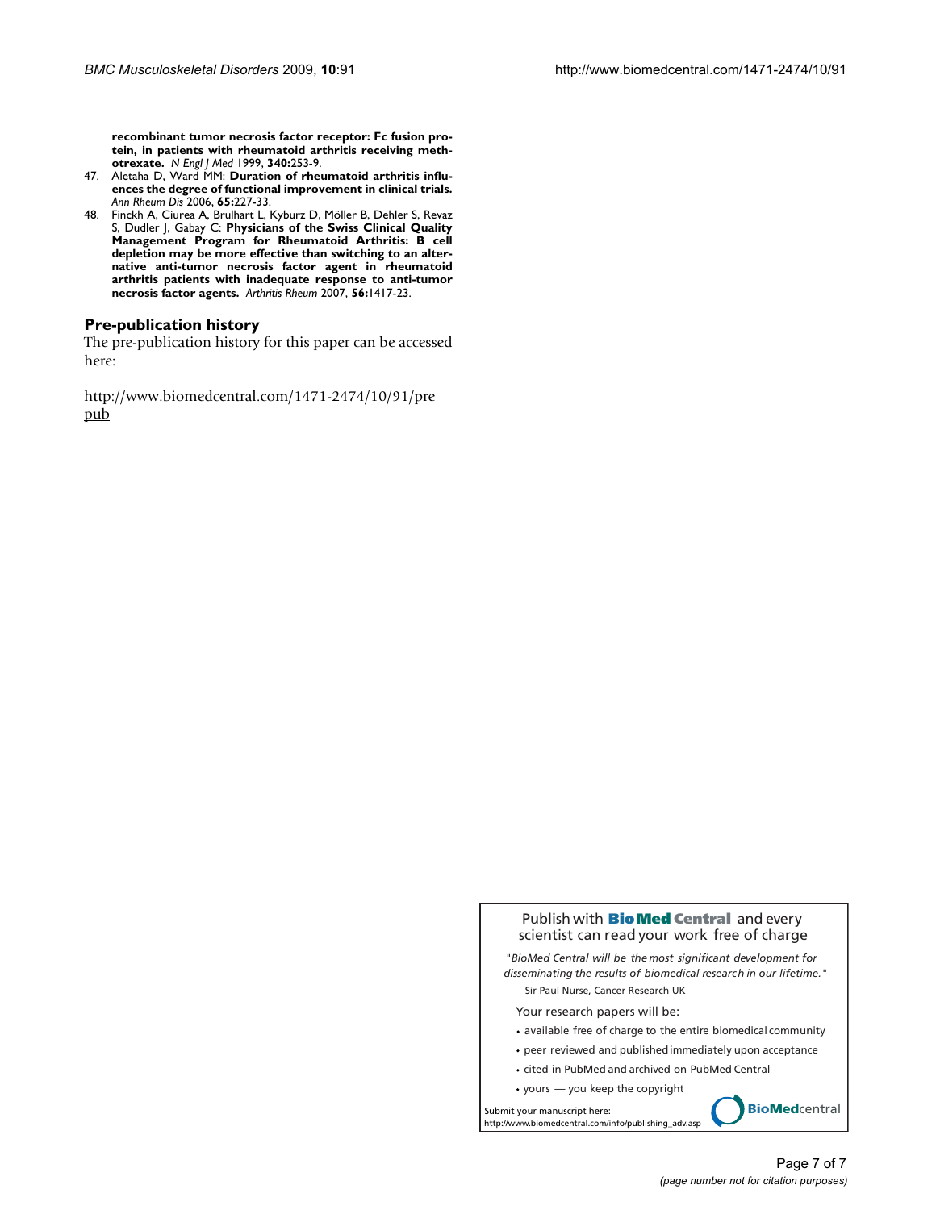**recombinant tumor necrosis factor receptor: Fc fusion protein, in patients with rheumatoid arthritis receiving methotrexate.** *N Engl J Med* 1999, **340:**253-9.

47. Aletaha D, Ward MM: **Duration of rheumatoid arthritis influences the degree of functional improvement in clinical trials.** *Ann Rheum Dis* 2006, **65:**227-33.
48. Finckh A, Ciurea A, Brulhart L, Kyburz D, Möller B, Dehler S, Revaz S, Dudler J, Gabay C: **Physicians of the Swiss Clinical Quality Management Program for Rheumatoid Arthritis: B cell depletion may be more effective than switching to an alternative anti-tumor necrosis factor agent in rheumatoid arthritis patients with inadequate response to anti-tumor necrosis factor agents.** *Arthritis Rheum* 2007, **56:**1417-23.

## Pre-publication history

The pre-publication history for this paper can be accessed here:

http://www.biomedcentral.com/1471-2474/10/91/prepub

Publish with **BioMed Central** and every scientist can read your work free of charge

*"BioMed Central will be the most significant development for disseminating the results of biomedical research in our lifetime."*
Sir Paul Nurse, Cancer Research UK

Your research papers will be:

- available free of charge to the entire biomedical community
- peer reviewed and published immediately upon acceptance
- cited in PubMed and archived on PubMed Central
- yours — you keep the copyright

Submit your manuscript here:
http://www.biomedcentral.com/info/publishing_adv.asp

**BioMed**central